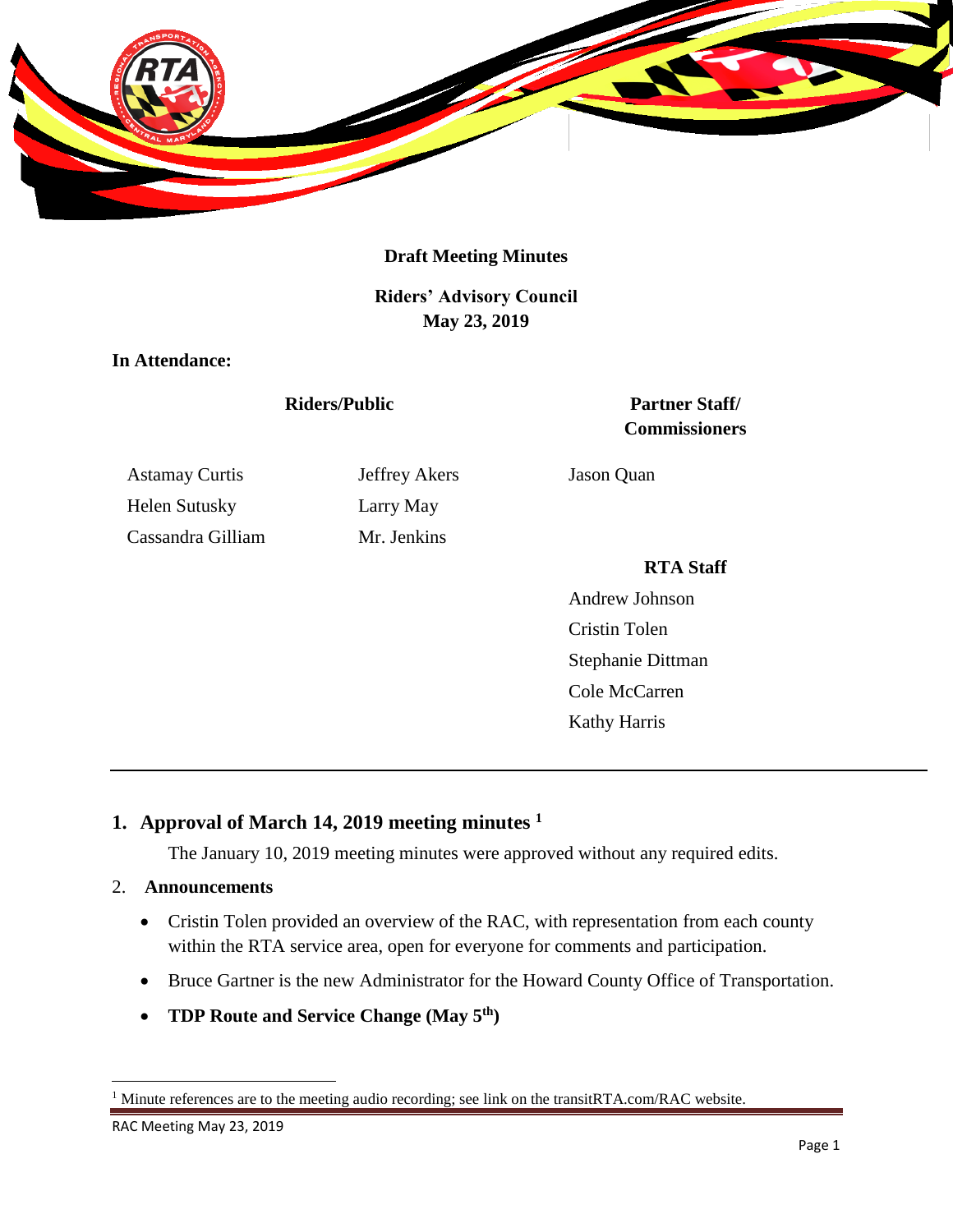**Draft Meeting Minutes**

**Riders' Advisory Council**
**May 23, 2019**

**In Attendance:**

| Riders/Public | | Partner Staff/ Commissioners |
|---|---|---|
| Astamay Curtis | Jeffrey Akers | Jason Quan |
| Helen Sutusky | Larry May | |
| Cassandra Gilliam | Mr. Jenkins | |

**RTA Staff**

Andrew Johnson
Cristin Tolen
Stephanie Dittman
Cole McCarren
Kathy Harris

---

## 1. Approval of March 14, 2019 meeting minutes [1]

The January 10, 2019 meeting minutes were approved without any required edits.

## 2. Announcements

- Cristin Tolen provided an overview of the RAC, with representation from each county within the RTA service area, open for everyone for comments and participation.
- Bruce Gartner is the new Administrator for the Howard County Office of Transportation.
- **TDP Route and Service Change (May 5th)**

---

[1] Minute references are to the meeting audio recording; see link on the transitRTA.com/RAC website.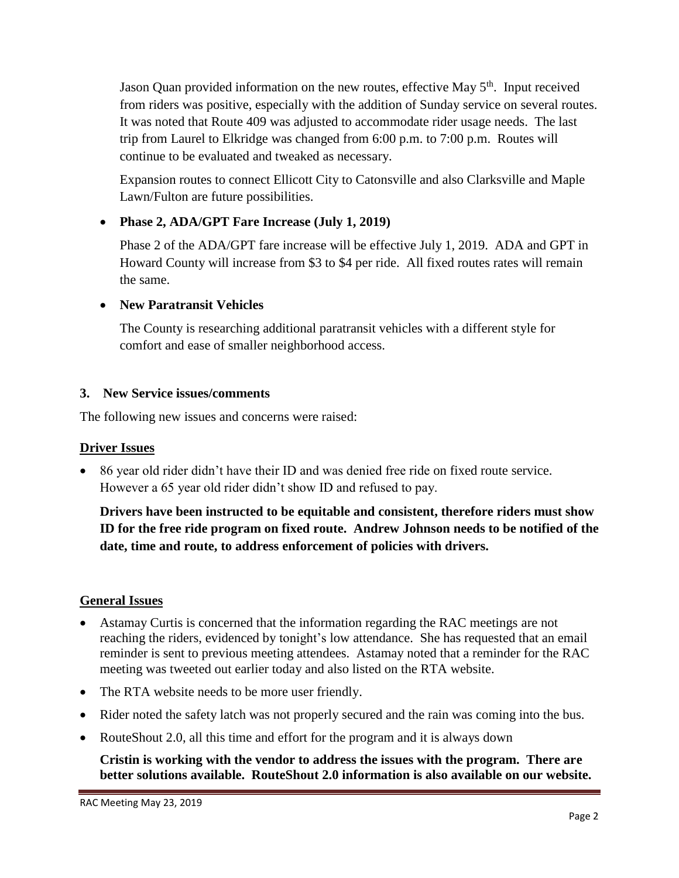Jason Quan provided information on the new routes, effective May 5th. Input received from riders was positive, especially with the addition of Sunday service on several routes. It was noted that Route 409 was adjusted to accommodate rider usage needs. The last trip from Laurel to Elkridge was changed from 6:00 p.m. to 7:00 p.m. Routes will continue to be evaluated and tweaked as necessary.

Expansion routes to connect Ellicott City to Catonsville and also Clarksville and Maple Lawn/Fulton are future possibilities.

- **Phase 2, ADA/GPT Fare Increase (July 1, 2019)**

  Phase 2 of the ADA/GPT fare increase will be effective July 1, 2019. ADA and GPT in Howard County will increase from $3 to $4 per ride. All fixed routes rates will remain the same.

- **New Paratransit Vehicles**

  The County is researching additional paratransit vehicles with a different style for comfort and ease of smaller neighborhood access.

### 3. New Service issues/comments

The following new issues and concerns were raised:

**Driver Issues**

- 86 year old rider didn't have their ID and was denied free ride on fixed route service. However a 65 year old rider didn't show ID and refused to pay.

  **Drivers have been instructed to be equitable and consistent, therefore riders must show ID for the free ride program on fixed route. Andrew Johnson needs to be notified of the date, time and route, to address enforcement of policies with drivers.**

**General Issues**

- Astamay Curtis is concerned that the information regarding the RAC meetings are not reaching the riders, evidenced by tonight's low attendance. She has requested that an email reminder is sent to previous meeting attendees. Astamay noted that a reminder for the RAC meeting was tweeted out earlier today and also listed on the RTA website.
- The RTA website needs to be more user friendly.
- Rider noted the safety latch was not properly secured and the rain was coming into the bus.
- RouteShout 2.0, all this time and effort for the program and it is always down

  **Cristin is working with the vendor to address the issues with the program. There are better solutions available. RouteShout 2.0 information is also available on our website.**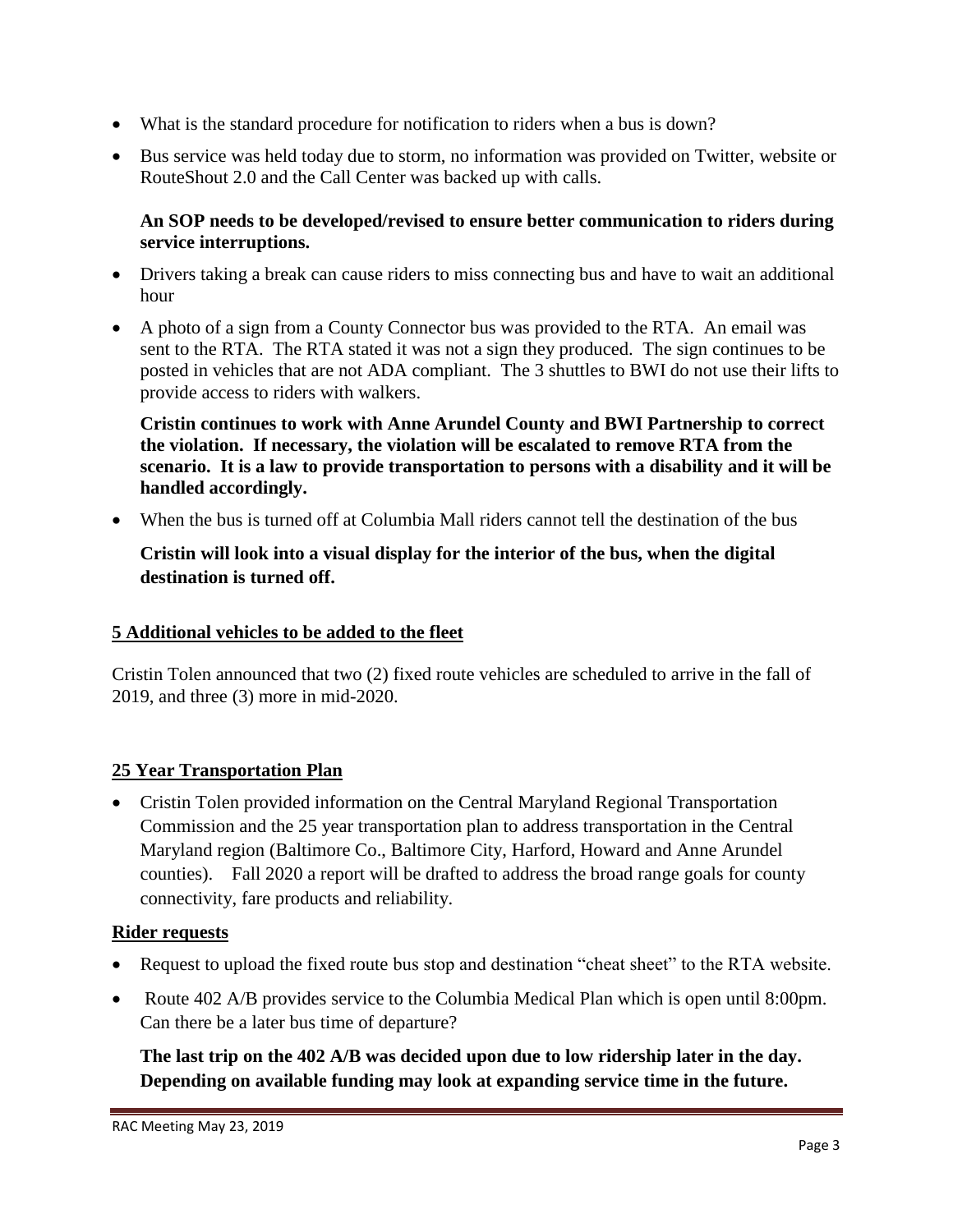- What is the standard procedure for notification to riders when a bus is down?
- Bus service was held today due to storm, no information was provided on Twitter, website or RouteShout 2.0 and the Call Center was backed up with calls.

  **An SOP needs to be developed/revised to ensure better communication to riders during service interruptions.**

- Drivers taking a break can cause riders to miss connecting bus and have to wait an additional hour
- A photo of a sign from a County Connector bus was provided to the RTA. An email was sent to the RTA. The RTA stated it was not a sign they produced. The sign continues to be posted in vehicles that are not ADA compliant. The 3 shuttles to BWI do not use their lifts to provide access to riders with walkers.

  **Cristin continues to work with Anne Arundel County and BWI Partnership to correct the violation. If necessary, the violation will be escalated to remove RTA from the scenario. It is a law to provide transportation to persons with a disability and it will be handled accordingly.**

- When the bus is turned off at Columbia Mall riders cannot tell the destination of the bus

  **Cristin will look into a visual display for the interior of the bus, when the digital destination is turned off.**

## 5 Additional vehicles to be added to the fleet

Cristin Tolen announced that two (2) fixed route vehicles are scheduled to arrive in the fall of 2019, and three (3) more in mid-2020.

## 25 Year Transportation Plan

- Cristin Tolen provided information on the Central Maryland Regional Transportation Commission and the 25 year transportation plan to address transportation in the Central Maryland region (Baltimore Co., Baltimore City, Harford, Howard and Anne Arundel counties). Fall 2020 a report will be drafted to address the broad range goals for county connectivity, fare products and reliability.

## Rider requests

- Request to upload the fixed route bus stop and destination "cheat sheet" to the RTA website.
- Route 402 A/B provides service to the Columbia Medical Plan which is open until 8:00pm. Can there be a later bus time of departure?

  **The last trip on the 402 A/B was decided upon due to low ridership later in the day. Depending on available funding may look at expanding service time in the future.**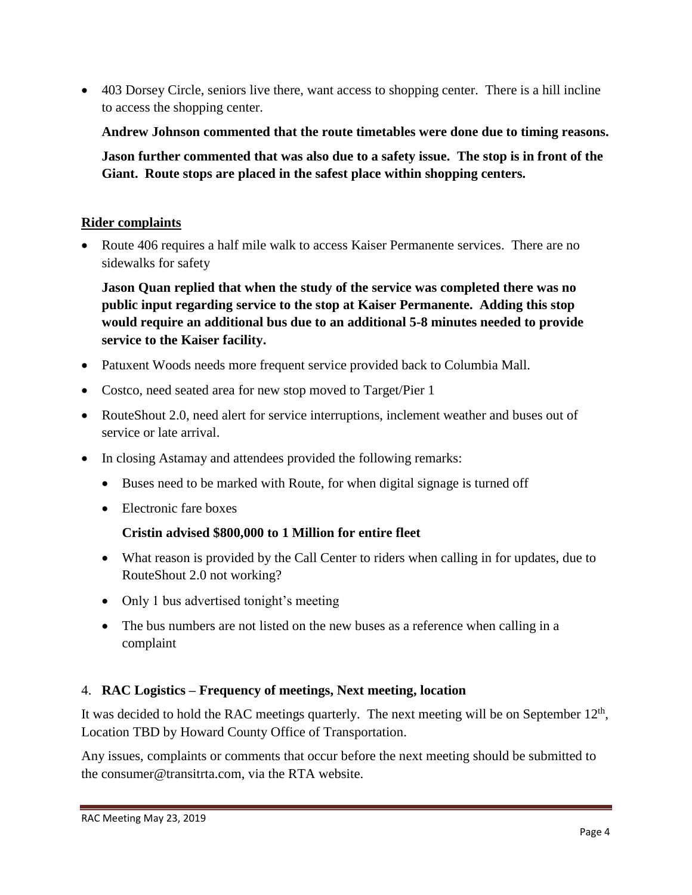- 403 Dorsey Circle, seniors live there, want access to shopping center. There is a hill incline to access the shopping center.

  **Andrew Johnson commented that the route timetables were done due to timing reasons.**

  **Jason further commented that was also due to a safety issue. The stop is in front of the Giant. Route stops are placed in the safest place within shopping centers.**

**Rider complaints**

- Route 406 requires a half mile walk to access Kaiser Permanente services. There are no sidewalks for safety

  **Jason Quan replied that when the study of the service was completed there was no public input regarding service to the stop at Kaiser Permanente. Adding this stop would require an additional bus due to an additional 5-8 minutes needed to provide service to the Kaiser facility.**

- Patuxent Woods needs more frequent service provided back to Columbia Mall.
- Costco, need seated area for new stop moved to Target/Pier 1
- RouteShout 2.0, need alert for service interruptions, inclement weather and buses out of service or late arrival.
- In closing Astamay and attendees provided the following remarks:
  - Buses need to be marked with Route, for when digital signage is turned off
  - Electronic fare boxes

    **Cristin advised $800,000 to 1 Million for entire fleet**

  - What reason is provided by the Call Center to riders when calling in for updates, due to RouteShout 2.0 not working?
  - Only 1 bus advertised tonight's meeting
  - The bus numbers are not listed on the new buses as a reference when calling in a complaint

4. **RAC Logistics – Frequency of meetings, Next meeting, location**

It was decided to hold the RAC meetings quarterly. The next meeting will be on September 12th, Location TBD by Howard County Office of Transportation.

Any issues, complaints or comments that occur before the next meeting should be submitted to the consumer@transitrta.com, via the RTA website.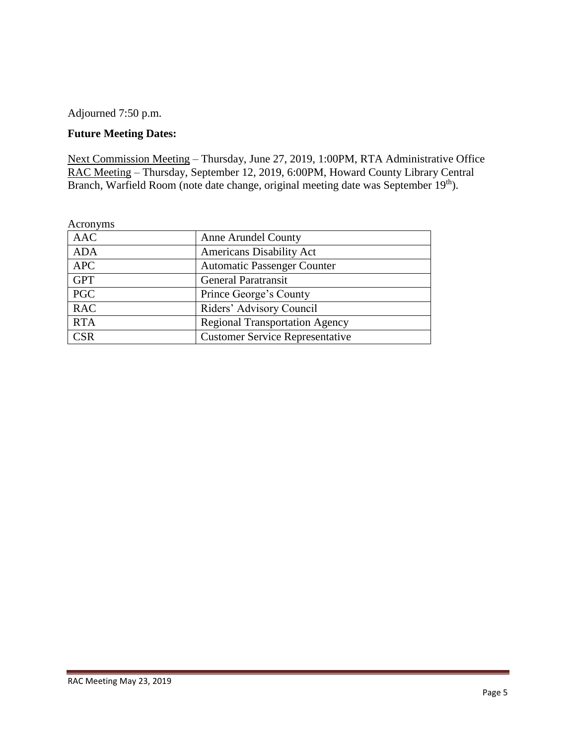Adjourned 7:50 p.m.

**Future Meeting Dates:**

Next Commission Meeting – Thursday, June 27, 2019, 1:00PM, RTA Administrative Office
RAC Meeting – Thursday, September 12, 2019, 6:00PM, Howard County Library Central Branch, Warfield Room (note date change, original meeting date was September 19th).

Acronyms

| | |
|---|---|
| AAC | Anne Arundel County |
| ADA | Americans Disability Act |
| APC | Automatic Passenger Counter |
| GPT | General Paratransit |
| PGC | Prince George's County |
| RAC | Riders' Advisory Council |
| RTA | Regional Transportation Agency |
| CSR | Customer Service Representative |